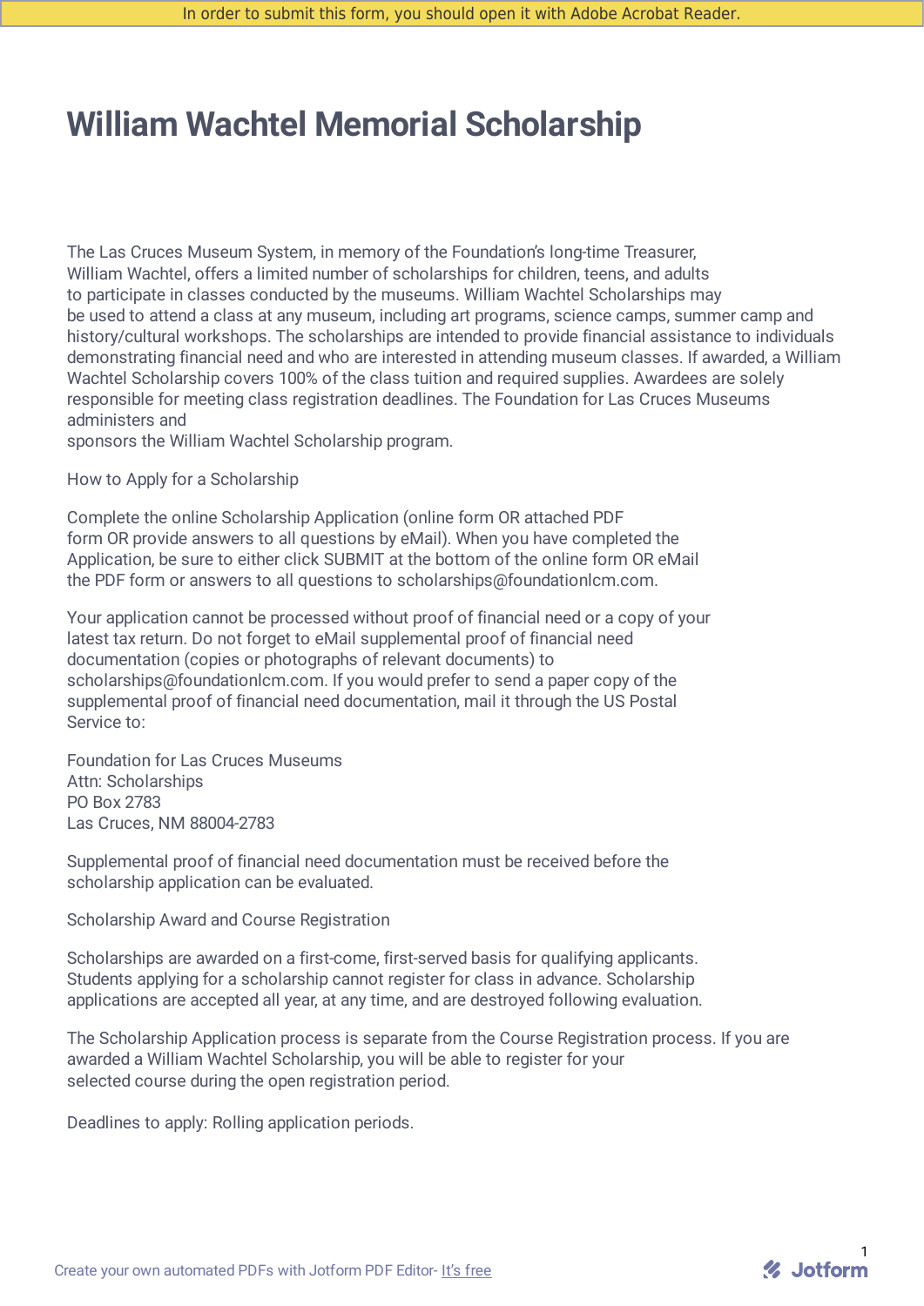In order to submit this form, you should open it with Adobe Acrobat Reader.

# William Wachtel Memorial Scholarship

The Las Cruces Museum System, in memory of the Foundation's long-time Treasurer, William Wachtel, offers a limited number of scholarships for children, teens, and adults to participate in classes conducted by the museums. William Wachtel Scholarships may be used to attend a class at any museum, including art programs, science camps, summer camp and history/cultural workshops. The scholarships are intended to provide financial assistance to individuals demonstrating financial need and who are interested in attending museum classes. If awarded, a William Wachtel Scholarship covers 100% of the class tuition and required supplies. Awardees are solely responsible for meeting class registration deadlines. The Foundation for Las Cruces Museums administers and sponsors the William Wachtel Scholarship program.

How to Apply for a Scholarship

Complete the online Scholarship Application (online form OR attached PDF form OR provide answers to all questions by eMail). When you have completed the Application, be sure to either click SUBMIT at the bottom of the online form OR eMail the PDF form or answers to all questions to scholarships@foundationlcm.com.

Your application cannot be processed without proof of financial need or a copy of your latest tax return. Do not forget to eMail supplemental proof of financial need documentation (copies or photographs of relevant documents) to scholarships@foundationlcm.com. If you would prefer to send a paper copy of the supplemental proof of financial need documentation, mail it through the US Postal Service to:

Foundation for Las Cruces Museums
Attn: Scholarships
PO Box 2783
Las Cruces, NM 88004-2783

Supplemental proof of financial need documentation must be received before the scholarship application can be evaluated.

Scholarship Award and Course Registration

Scholarships are awarded on a first-come, first-served basis for qualifying applicants. Students applying for a scholarship cannot register for class in advance. Scholarship applications are accepted all year, at any time, and are destroyed following evaluation.

The Scholarship Application process is separate from the Course Registration process. If you are awarded a William Wachtel Scholarship, you will be able to register for your selected course during the open registration period.

Deadlines to apply: Rolling application periods.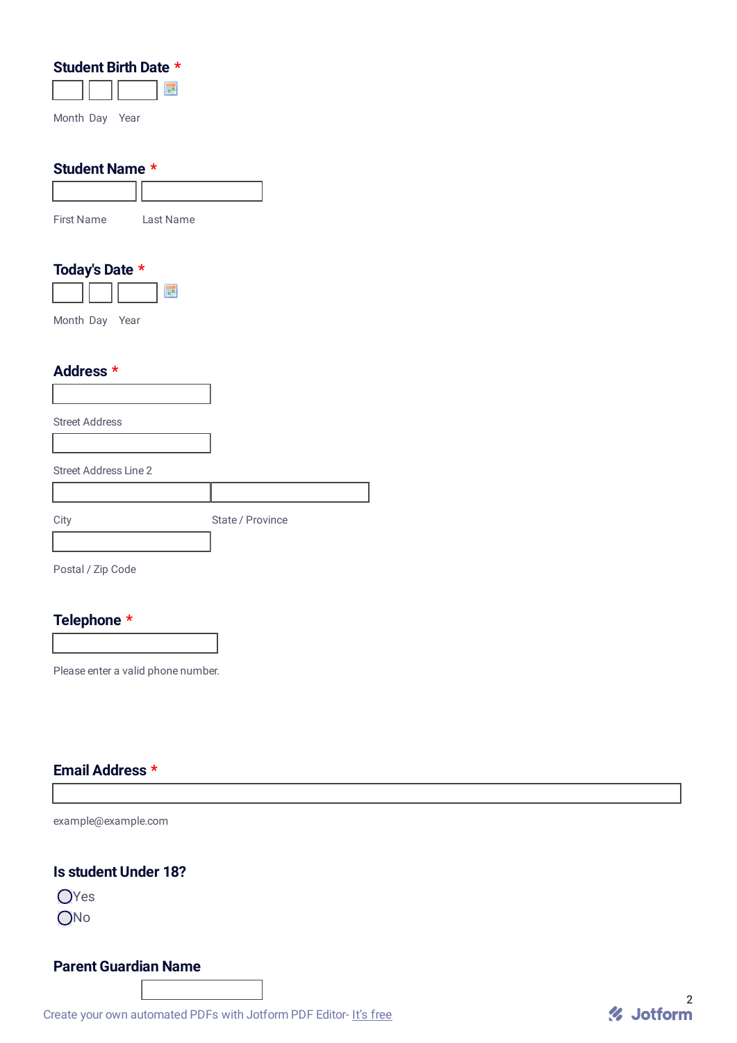**Student Birth Date** *

Month Day Year

**Student Name** *

First Name Last Name

**Today's Date** *

Month Day Year

**Address** *

Street Address

Street Address Line 2

City State / Province

Postal / Zip Code

**Telephone** *

Please enter a valid phone number.

**Email Address** *

example@example.com

**Is student Under 18?**

- Yes
- No

**Parent Guardian Name**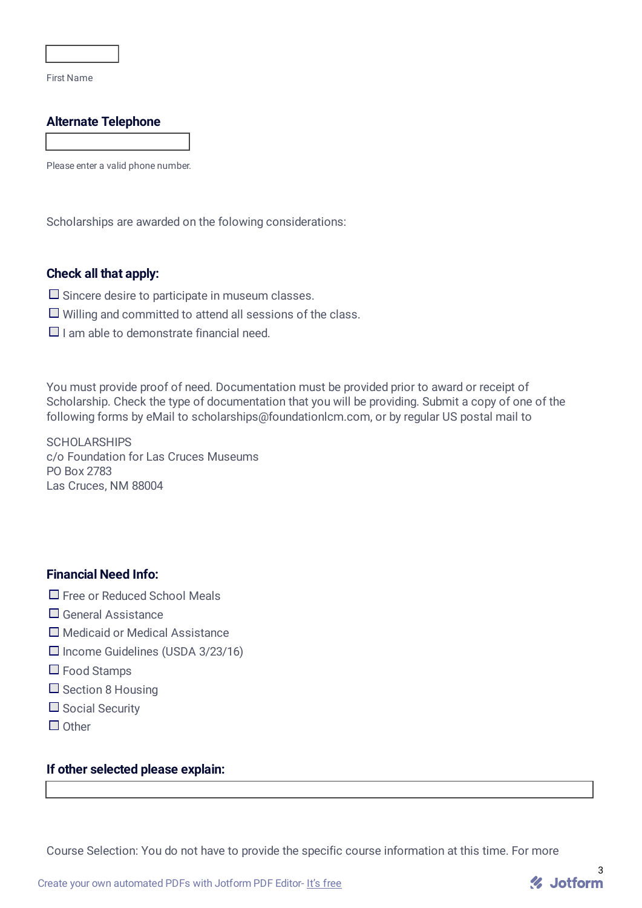First Name

**Alternate Telephone**

Please enter a valid phone number.

Scholarships are awarded on the folowing considerations:

**Check all that apply:**

- ☐ Sincere desire to participate in museum classes.
- ☐ Willing and committed to attend all sessions of the class.
- ☐ I am able to demonstrate financial need.

You must provide proof of need. Documentation must be provided prior to award or receipt of Scholarship. Check the type of documentation that you will be providing. Submit a copy of one of the following forms by eMail to scholarships@foundationlcm.com, or by regular US postal mail to

SCHOLARSHIPS
c/o Foundation for Las Cruces Museums
PO Box 2783
Las Cruces, NM 88004

**Financial Need Info:**

- ☐ Free or Reduced School Meals
- ☐ General Assistance
- ☐ Medicaid or Medical Assistance
- ☐ Income Guidelines (USDA 3/23/16)
- ☐ Food Stamps
- ☐ Section 8 Housing
- ☐ Social Security
- ☐ Other

**If other selected please explain:**

Course Selection: You do not have to provide the specific course information at this time. For more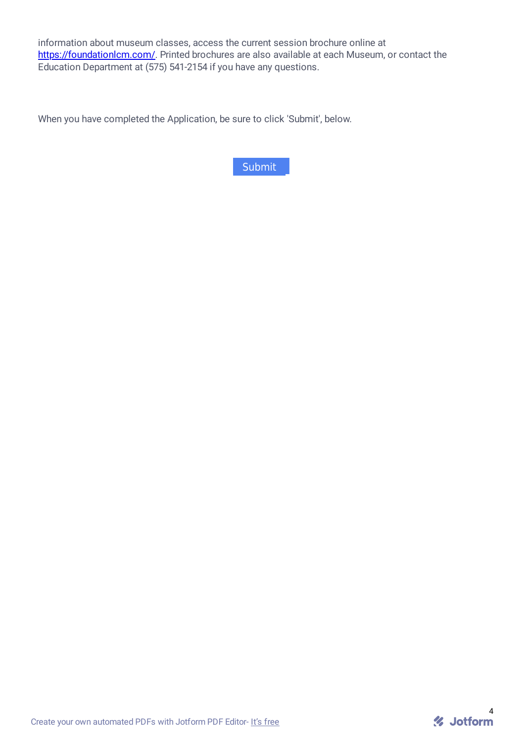information about museum classes, access the current session brochure online at https://foundationlcm.com/. Printed brochures are also available at each Museum, or contact the Education Department at (575) 541-2154 if you have any questions.

When you have completed the Application, be sure to click 'Submit', below.

Submit